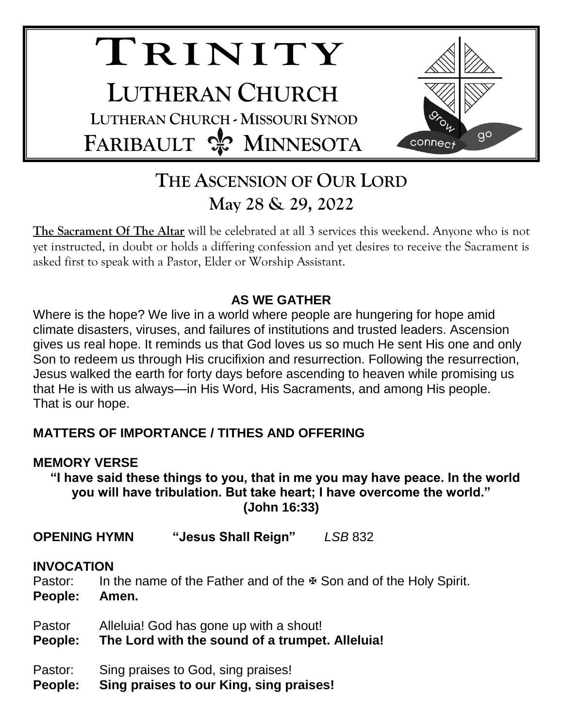# TRINITY

## LUTHERAN CHURCH

LUTHERAN CHURCH - MISSOURI SYNOD

FARIBAULT ⚜ MINNESOTA

grow connect go

# THE ASCENSION OF OUR LORD

## May 28 & 29, 2022

**The Sacrament Of The Altar** will be celebrated at all 3 services this weekend. Anyone who is not yet instructed, in doubt or holds a differing confession and yet desires to receive the Sacrament is asked first to speak with a Pastor, Elder or Worship Assistant.

### AS WE GATHER

Where is the hope? We live in a world where people are hungering for hope amid climate disasters, viruses, and failures of institutions and trusted leaders. Ascension gives us real hope. It reminds us that God loves us so much He sent His one and only Son to redeem us through His crucifixion and resurrection. Following the resurrection, Jesus walked the earth for forty days before ascending to heaven while promising us that He is with us always—in His Word, His Sacraments, and among His people. That is our hope.

### MATTERS OF IMPORTANCE / TITHES AND OFFERING

### MEMORY VERSE

**"I have said these things to you, that in me you may have peace. In the world you will have tribulation. But take heart; I have overcome the world." (John 16:33)**

**OPENING HYMN "Jesus Shall Reign"** *LSB* 832

### INVOCATION

Pastor: In the name of the Father and of the ✠ Son and of the Holy Spirit.
**People: Amen.**

Pastor Alleluia! God has gone up with a shout!
**People: The Lord with the sound of a trumpet. Alleluia!**

Pastor: Sing praises to God, sing praises!
**People: Sing praises to our King, sing praises!**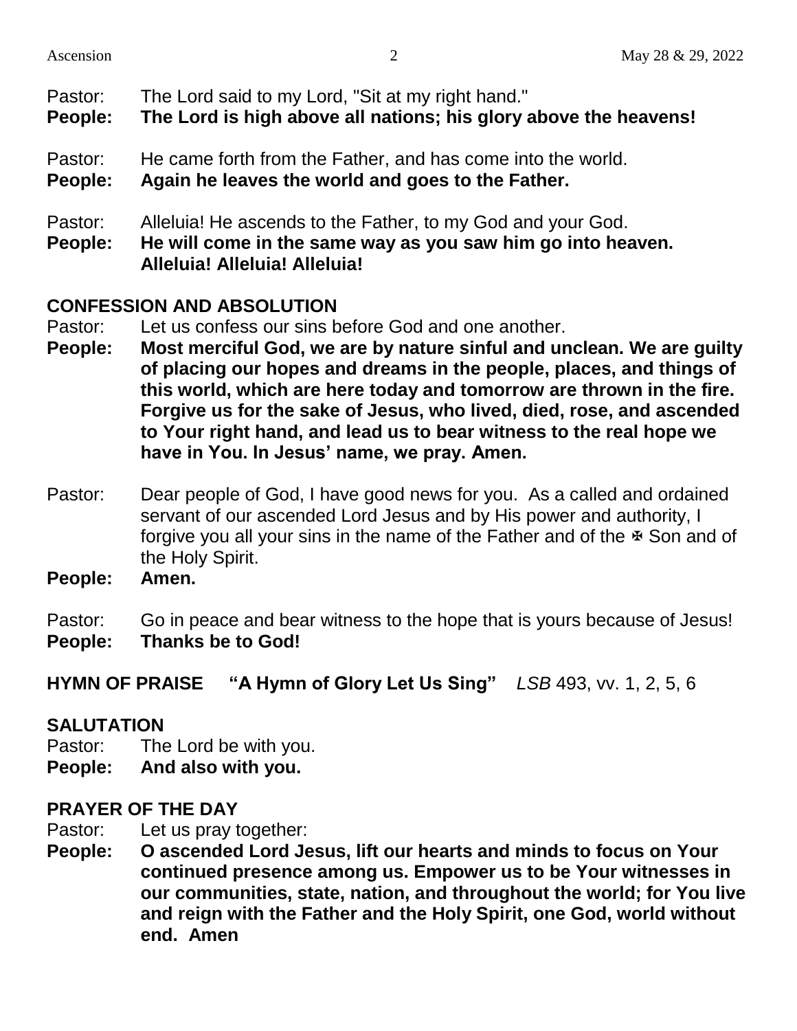Pastor: The Lord said to my Lord, "Sit at my right hand."
**People: The Lord is high above all nations; his glory above the heavens!**

Pastor: He came forth from the Father, and has come into the world.
**People: Again he leaves the world and goes to the Father.**

Pastor: Alleluia! He ascends to the Father, to my God and your God.
**People: He will come in the same way as you saw him go into heaven. Alleluia! Alleluia! Alleluia!**

## CONFESSION AND ABSOLUTION

Pastor: Let us confess our sins before God and one another.
**People: Most merciful God, we are by nature sinful and unclean. We are guilty of placing our hopes and dreams in the people, places, and things of this world, which are here today and tomorrow are thrown in the fire. Forgive us for the sake of Jesus, who lived, died, rose, and ascended to Your right hand, and lead us to bear witness to the real hope we have in You. In Jesus' name, we pray. Amen.**

Pastor: Dear people of God, I have good news for you. As a called and ordained servant of our ascended Lord Jesus and by His power and authority, I forgive you all your sins in the name of the Father and of the ✠ Son and of the Holy Spirit.
**People: Amen.**

Pastor: Go in peace and bear witness to the hope that is yours because of Jesus!
**People: Thanks be to God!**

**HYMN OF PRAISE "A Hymn of Glory Let Us Sing"** *LSB* 493, vv. 1, 2, 5, 6

## SALUTATION

Pastor: The Lord be with you.
**People: And also with you.**

## PRAYER OF THE DAY

Pastor: Let us pray together:
**People: O ascended Lord Jesus, lift our hearts and minds to focus on Your continued presence among us. Empower us to be Your witnesses in our communities, state, nation, and throughout the world; for You live and reign with the Father and the Holy Spirit, one God, world without end. Amen**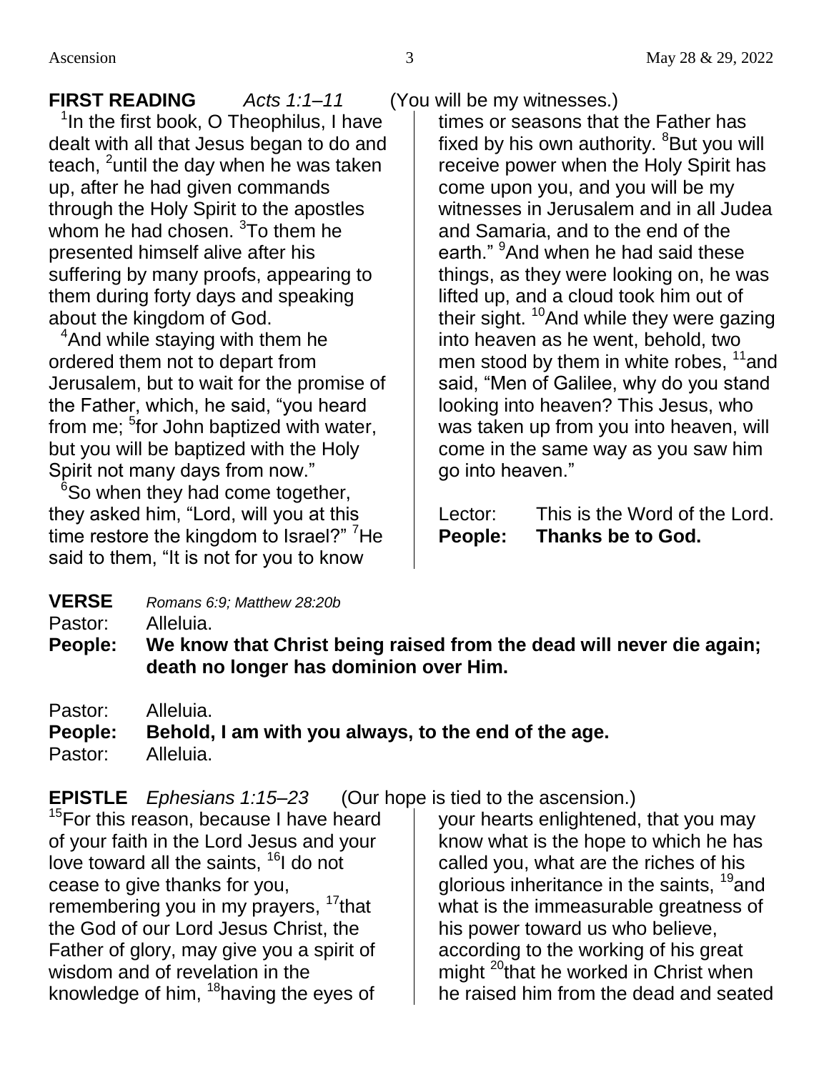**FIRST READING** *Acts 1:1–11* (You will be my witnesses.)

[1]In the first book, O Theophilus, I have dealt with all that Jesus began to do and teach, [2]until the day when he was taken up, after he had given commands through the Holy Spirit to the apostles whom he had chosen. [3]To them he presented himself alive after his suffering by many proofs, appearing to them during forty days and speaking about the kingdom of God.

[4]And while staying with them he ordered them not to depart from Jerusalem, but to wait for the promise of the Father, which, he said, "you heard from me; [5]for John baptized with water, but you will be baptized with the Holy Spirit not many days from now."

[6]So when they had come together, they asked him, "Lord, will you at this time restore the kingdom to Israel?" [7]He said to them, "It is not for you to know times or seasons that the Father has fixed by his own authority. [8]But you will receive power when the Holy Spirit has come upon you, and you will be my witnesses in Jerusalem and in all Judea and Samaria, and to the end of the earth." [9]And when he had said these things, as they were looking on, he was lifted up, and a cloud took him out of their sight. [10]And while they were gazing into heaven as he went, behold, two men stood by them in white robes, [11]and said, "Men of Galilee, why do you stand looking into heaven? This Jesus, who was taken up from you into heaven, will come in the same way as you saw him go into heaven."

Lector: This is the Word of the Lord.
**People: Thanks be to God.**

**VERSE** *Romans 6:9; Matthew 28:20b*

Pastor: Alleluia.
**People: We know that Christ being raised from the dead will never die again; death no longer has dominion over Him.**

Pastor: Alleluia.
**People: Behold, I am with you always, to the end of the age.**
Pastor: Alleluia.

**EPISTLE** *Ephesians 1:15–23* (Our hope is tied to the ascension.)

[15]For this reason, because I have heard of your faith in the Lord Jesus and your love toward all the saints, [16]I do not cease to give thanks for you, remembering you in my prayers, [17]that the God of our Lord Jesus Christ, the Father of glory, may give you a spirit of wisdom and of revelation in the knowledge of him, [18]having the eyes of your hearts enlightened, that you may know what is the hope to which he has called you, what are the riches of his glorious inheritance in the saints, [19]and what is the immeasurable greatness of his power toward us who believe, according to the working of his great might [20]that he worked in Christ when he raised him from the dead and seated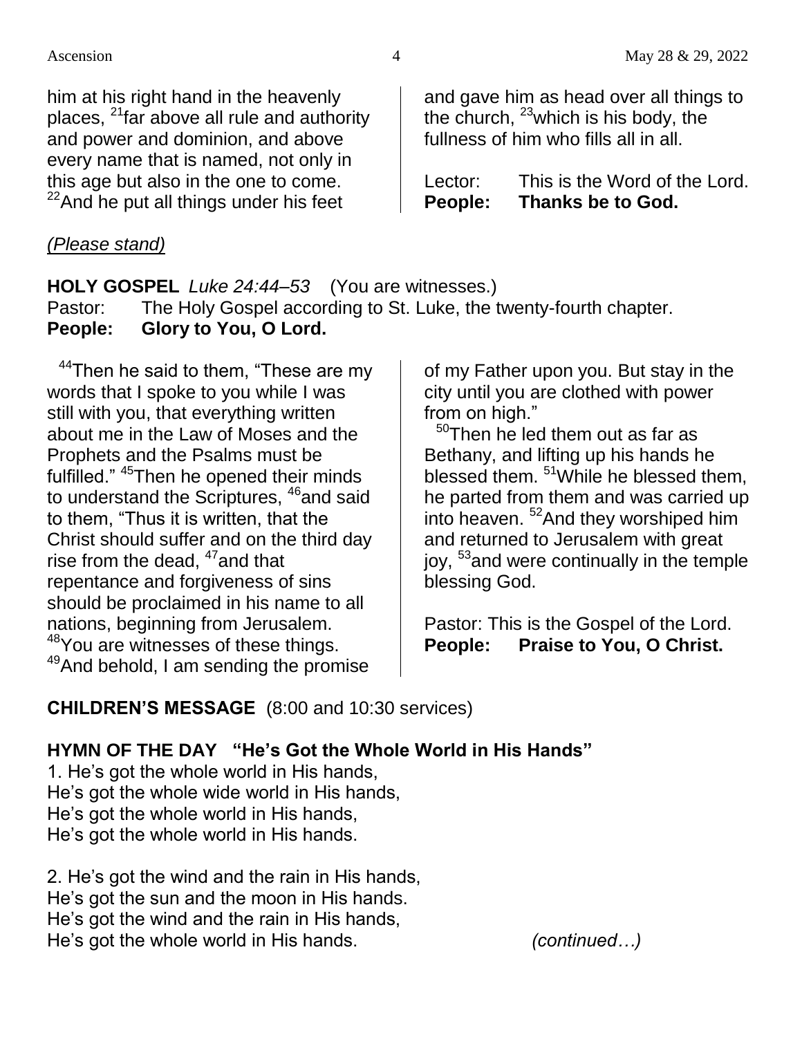him at his right hand in the heavenly places, [21]far above all rule and authority and power and dominion, and above every name that is named, not only in this age but also in the one to come. [22]And he put all things under his feet and gave him as head over all things to the church, [23]which is his body, the fullness of him who fills all in all.

Lector: This is the Word of the Lord.
**People: Thanks be to God.**

*(Please stand)*

**HOLY GOSPEL** *Luke 24:44–53* (You are witnesses.)
Pastor: The Holy Gospel according to St. Luke, the twenty-fourth chapter.
**People: Glory to You, O Lord.**

[44]Then he said to them, "These are my words that I spoke to you while I was still with you, that everything written about me in the Law of Moses and the Prophets and the Psalms must be fulfilled." [45]Then he opened their minds to understand the Scriptures, [46]and said to them, "Thus it is written, that the Christ should suffer and on the third day rise from the dead, [47]and that repentance and forgiveness of sins should be proclaimed in his name to all nations, beginning from Jerusalem. [48]You are witnesses of these things. [49]And behold, I am sending the promise of my Father upon you. But stay in the city until you are clothed with power from on high."

[50]Then he led them out as far as Bethany, and lifting up his hands he blessed them. [51]While he blessed them, he parted from them and was carried up into heaven. [52]And they worshiped him and returned to Jerusalem with great joy, [53]and were continually in the temple blessing God.

Pastor: This is the Gospel of the Lord.
**People: Praise to You, O Christ.**

**CHILDREN'S MESSAGE** (8:00 and 10:30 services)

**HYMN OF THE DAY "He's Got the Whole World in His Hands"**

1. He's got the whole world in His hands,
He's got the whole wide world in His hands,
He's got the whole world in His hands,
He's got the whole world in His hands.

2. He's got the wind and the rain in His hands,
He's got the sun and the moon in His hands.
He's got the wind and the rain in His hands,
He's got the whole world in His hands. *(continued…)*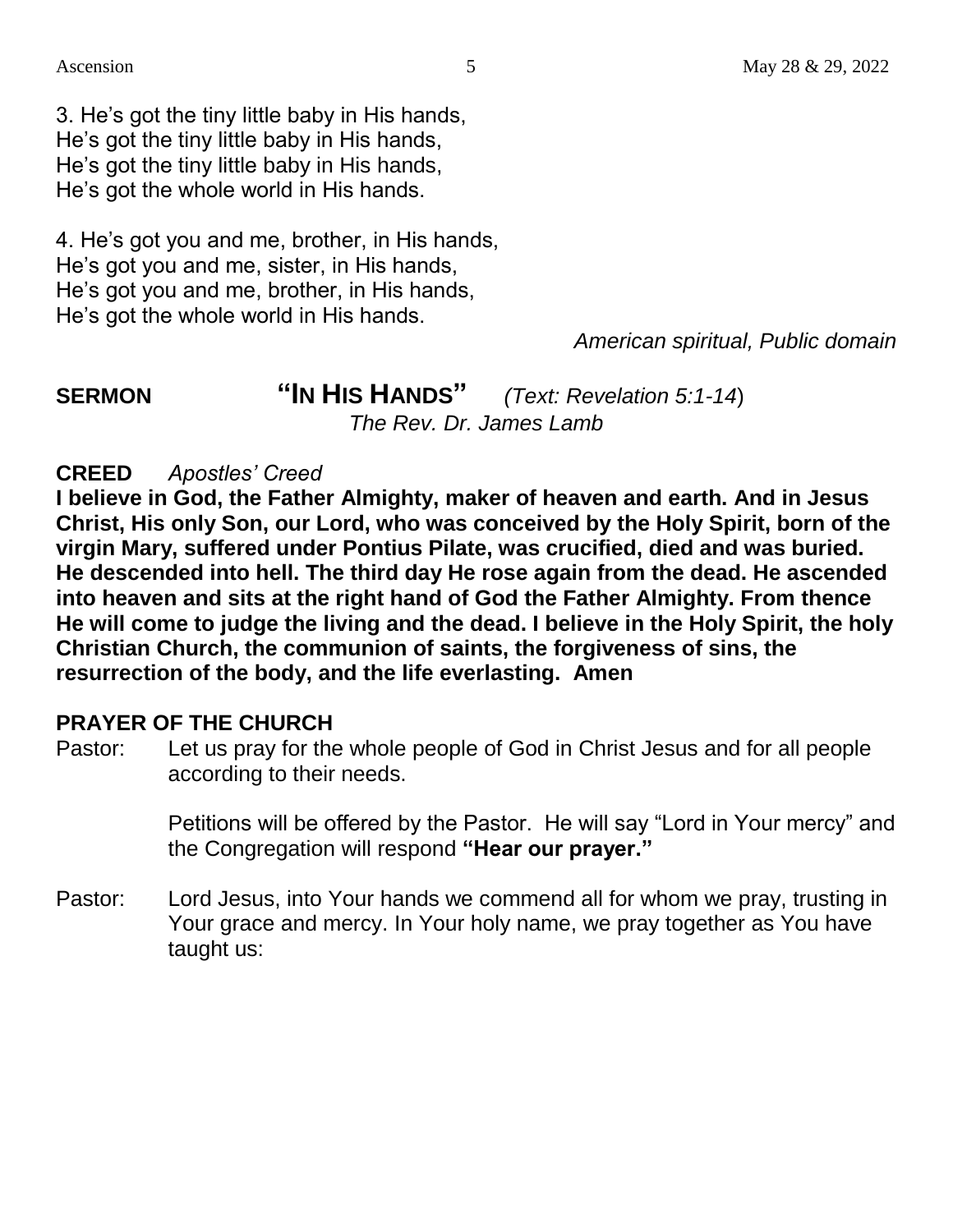3. He's got the tiny little baby in His hands,
He's got the tiny little baby in His hands,
He's got the tiny little baby in His hands,
He's got the whole world in His hands.

4. He's got you and me, brother, in His hands,
He's got you and me, sister, in His hands,
He's got you and me, brother, in His hands,
He's got the whole world in His hands.

*American spiritual, Public domain*

**SERMON** **"IN HIS HANDS"** *(Text: Revelation 5:1-14)*
*The Rev. Dr. James Lamb*

**CREED** *Apostles' Creed*

**I believe in God, the Father Almighty, maker of heaven and earth. And in Jesus Christ, His only Son, our Lord, who was conceived by the Holy Spirit, born of the virgin Mary, suffered under Pontius Pilate, was crucified, died and was buried. He descended into hell. The third day He rose again from the dead. He ascended into heaven and sits at the right hand of God the Father Almighty. From thence He will come to judge the living and the dead. I believe in the Holy Spirit, the holy Christian Church, the communion of saints, the forgiveness of sins, the resurrection of the body, and the life everlasting. Amen**

**PRAYER OF THE CHURCH**

Pastor: Let us pray for the whole people of God in Christ Jesus and for all people according to their needs.

Petitions will be offered by the Pastor. He will say "Lord in Your mercy" and the Congregation will respond **"Hear our prayer."**

Pastor: Lord Jesus, into Your hands we commend all for whom we pray, trusting in Your grace and mercy. In Your holy name, we pray together as You have taught us: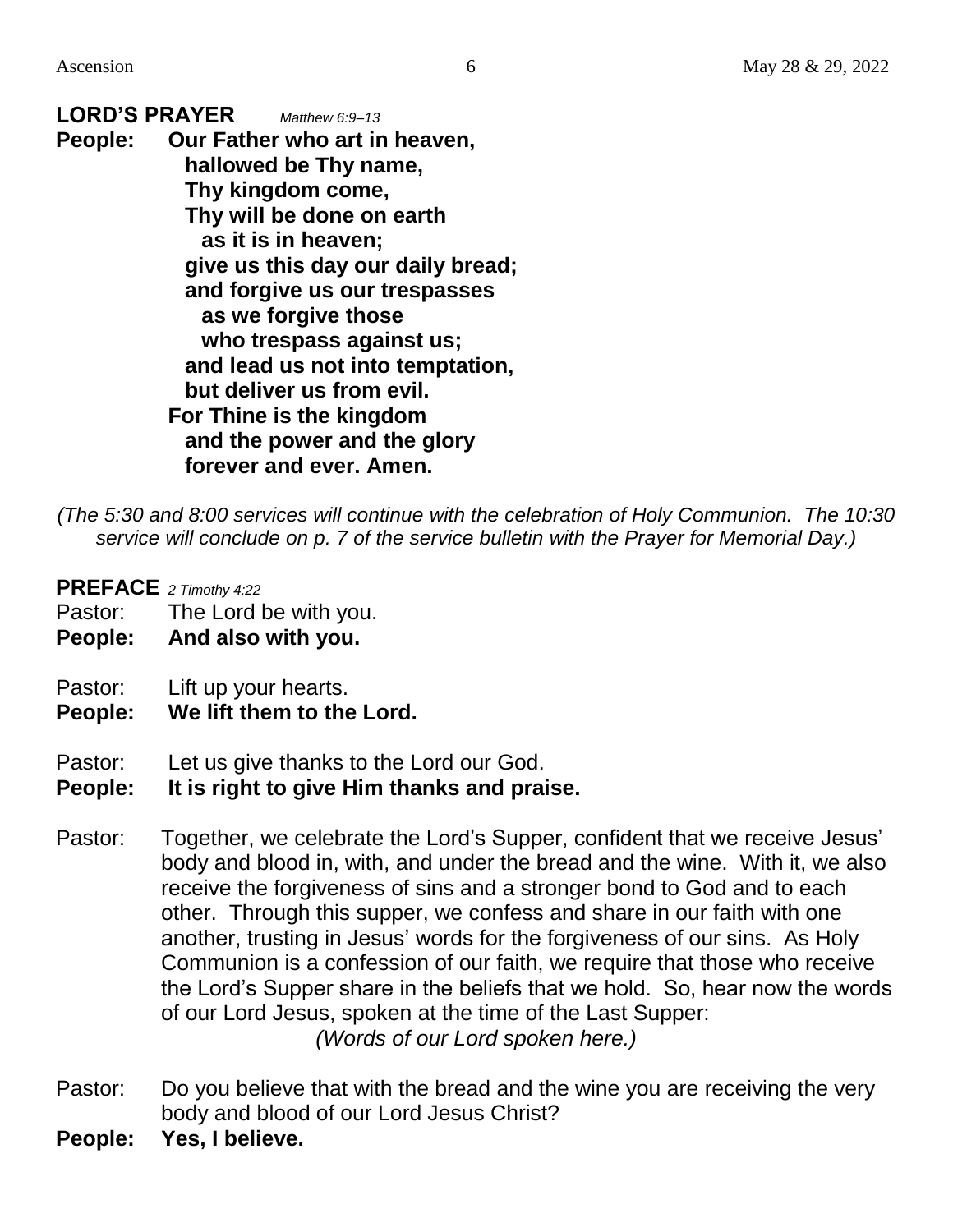**LORD'S PRAYER** *Matthew 6:9–13*

**People: Our Father who art in heaven,**
**hallowed be Thy name,**
**Thy kingdom come,**
**Thy will be done on earth**
**as it is in heaven;**
**give us this day our daily bread;**
**and forgive us our trespasses**
**as we forgive those**
**who trespass against us;**
**and lead us not into temptation,**
**but deliver us from evil.**
**For Thine is the kingdom**
**and the power and the glory**
**forever and ever. Amen.**

*(The 5:30 and 8:00 services will continue with the celebration of Holy Communion. The 10:30 service will conclude on p. 7 of the service bulletin with the Prayer for Memorial Day.)*

**PREFACE** *2 Timothy 4:22*

Pastor: The Lord be with you.
**People: And also with you.**

Pastor: Lift up your hearts.
**People: We lift them to the Lord.**

Pastor: Let us give thanks to the Lord our God.
**People: It is right to give Him thanks and praise.**

Pastor: Together, we celebrate the Lord's Supper, confident that we receive Jesus' body and blood in, with, and under the bread and the wine. With it, we also receive the forgiveness of sins and a stronger bond to God and to each other. Through this supper, we confess and share in our faith with one another, trusting in Jesus' words for the forgiveness of our sins. As Holy Communion is a confession of our faith, we require that those who receive the Lord's Supper share in the beliefs that we hold. So, hear now the words of our Lord Jesus, spoken at the time of the Last Supper:

*(Words of our Lord spoken here.)*

Pastor: Do you believe that with the bread and the wine you are receiving the very body and blood of our Lord Jesus Christ?
**People: Yes, I believe.**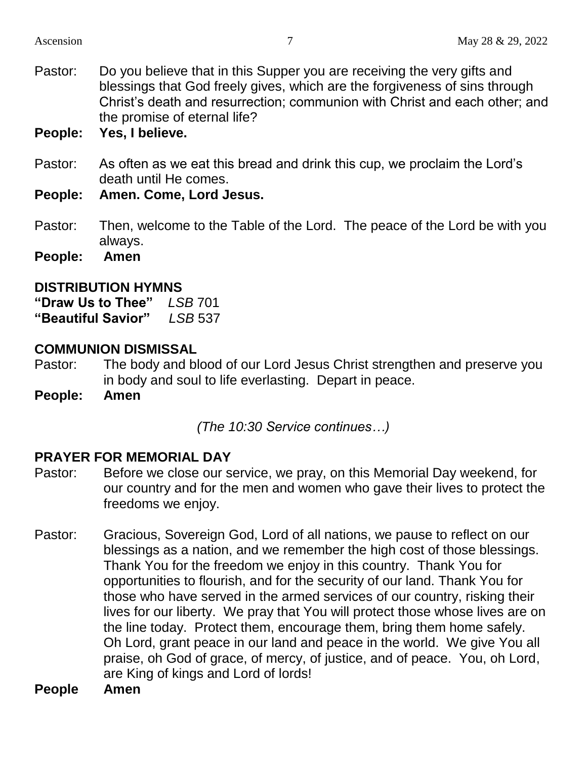Pastor: Do you believe that in this Supper you are receiving the very gifts and blessings that God freely gives, which are the forgiveness of sins through Christ's death and resurrection; communion with Christ and each other; and the promise of eternal life?

**People: Yes, I believe.**

Pastor: As often as we eat this bread and drink this cup, we proclaim the Lord's death until He comes.

**People: Amen. Come, Lord Jesus.**

Pastor: Then, welcome to the Table of the Lord. The peace of the Lord be with you always.

**People: Amen**

## DISTRIBUTION HYMNS

**"Draw Us to Thee"** *LSB* 701
**"Beautiful Savior"** *LSB* 537

## COMMUNION DISMISSAL

Pastor: The body and blood of our Lord Jesus Christ strengthen and preserve you in body and soul to life everlasting. Depart in peace.

**People: Amen**

*(The 10:30 Service continues…)*

## PRAYER FOR MEMORIAL DAY

Pastor: Before we close our service, we pray, on this Memorial Day weekend, for our country and for the men and women who gave their lives to protect the freedoms we enjoy.

Pastor: Gracious, Sovereign God, Lord of all nations, we pause to reflect on our blessings as a nation, and we remember the high cost of those blessings. Thank You for the freedom we enjoy in this country. Thank You for opportunities to flourish, and for the security of our land. Thank You for those who have served in the armed services of our country, risking their lives for our liberty. We pray that You will protect those whose lives are on the line today. Protect them, encourage them, bring them home safely. Oh Lord, grant peace in our land and peace in the world. We give You all praise, oh God of grace, of mercy, of justice, and of peace. You, oh Lord, are King of kings and Lord of lords!

**People Amen**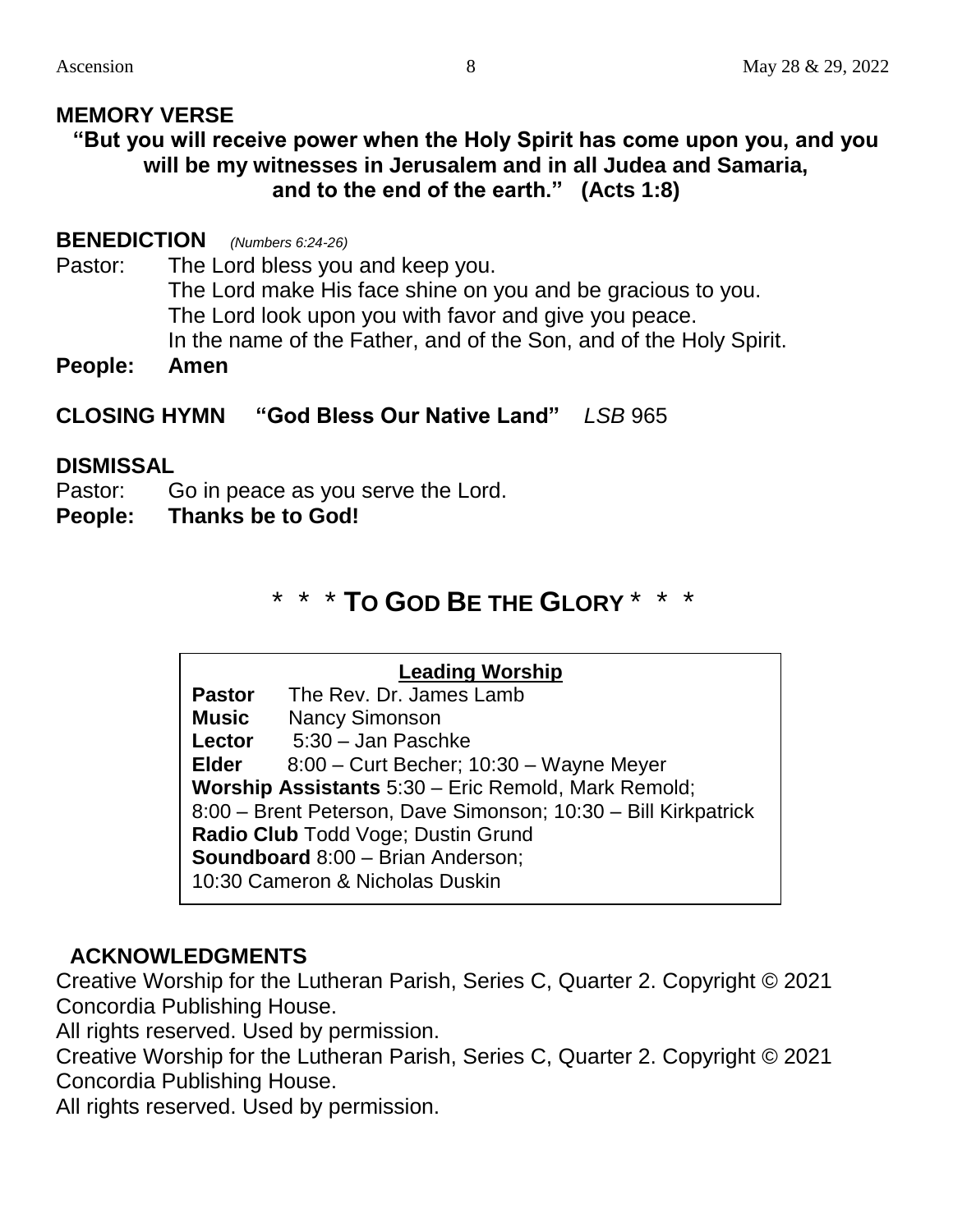## MEMORY VERSE

**"But you will receive power when the Holy Spirit has come upon you, and you will be my witnesses in Jerusalem and in all Judea and Samaria, and to the end of the earth." (Acts 1:8)**

## BENEDICTION *(Numbers 6:24-26)*

Pastor: The Lord bless you and keep you.
The Lord make His face shine on you and be gracious to you.
The Lord look upon you with favor and give you peace.
In the name of the Father, and of the Son, and of the Holy Spirit.

**People: Amen**

## CLOSING HYMN "God Bless Our Native Land" *LSB* 965

## DISMISSAL

Pastor: Go in peace as you serve the Lord.

**People: Thanks be to God!**

\* \* \* **TO GOD BE THE GLORY** \* \* \*

**Leading Worship**

**Pastor** The Rev. Dr. James Lamb
**Music** Nancy Simonson
**Lector** 5:30 – Jan Paschke
**Elder** 8:00 – Curt Becher; 10:30 – Wayne Meyer
**Worship Assistants** 5:30 – Eric Remold, Mark Remold;
8:00 – Brent Peterson, Dave Simonson; 10:30 – Bill Kirkpatrick
**Radio Club** Todd Voge; Dustin Grund
**Soundboard** 8:00 – Brian Anderson;
10:30 Cameron & Nicholas Duskin

## ACKNOWLEDGMENTS

Creative Worship for the Lutheran Parish, Series C, Quarter 2. Copyright © 2021 Concordia Publishing House.
All rights reserved. Used by permission.
Creative Worship for the Lutheran Parish, Series C, Quarter 2. Copyright © 2021 Concordia Publishing House.
All rights reserved. Used by permission.